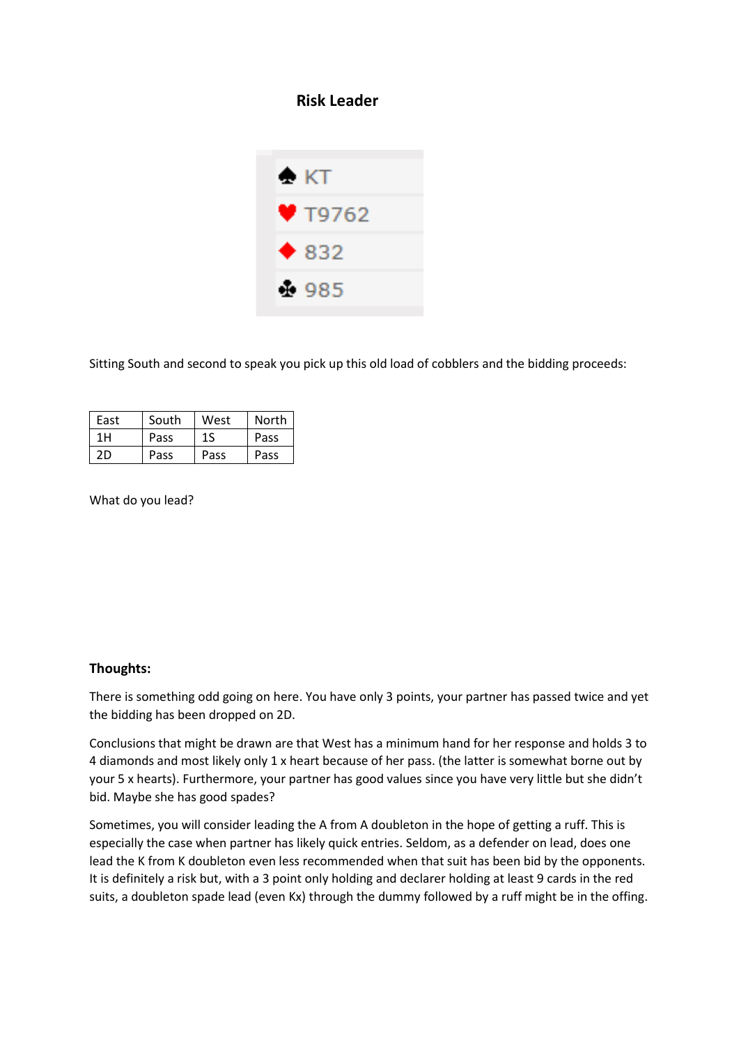## Risk Leader

♠ KT
♥ T9762
♦ 832
♣ 985

Sitting South and second to speak you pick up this old load of cobblers and the bidding proceeds:

| East | South | West | North |
|---|---|---|---|
| 1H | Pass | 1S | Pass |
| 2D | Pass | Pass | Pass |

What do you lead?

**Thoughts:**

There is something odd going on here. You have only 3 points, your partner has passed twice and yet the bidding has been dropped on 2D.

Conclusions that might be drawn are that West has a minimum hand for her response and holds 3 to 4 diamonds and most likely only 1 x heart because of her pass. (the latter is somewhat borne out by your 5 x hearts). Furthermore, your partner has good values since you have very little but she didn't bid. Maybe she has good spades?

Sometimes, you will consider leading the A from A doubleton in the hope of getting a ruff. This is especially the case when partner has likely quick entries. Seldom, as a defender on lead, does one lead the K from K doubleton even less recommended when that suit has been bid by the opponents. It is definitely a risk but, with a 3 point only holding and declarer holding at least 9 cards in the red suits, a doubleton spade lead (even Kx) through the dummy followed by a ruff might be in the offing.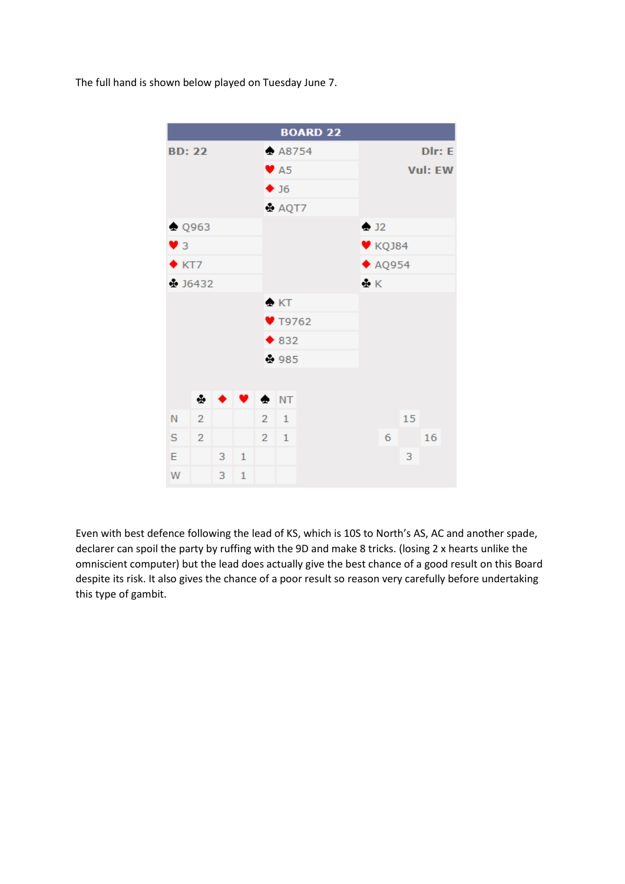The full hand is shown below played on Tuesday June 7.

**BOARD 22**

| | | |
|---|---|---|
| BD: 22 | ♠ A8754 | Dlr: E |
| | ♥ A5 | Vul: EW |
| | ♦ J6 | |
| | ♣ AQT7 | |
| ♠ Q963 | | ♠ J2 |
| ♥ 3 | | ♥ KQJ84 |
| ♦ KT7 | | ♦ AQ954 |
| ♣ J6432 | | ♣ K |
| | ♠ KT | |
| | ♥ T9762 | |
| | ♦ 832 | |
| | ♣ 985 | |

| | ♣ | ♦ | ♥ | ♠ | NT |
|---|---|---|---|---|---|
| N | 2 | | | 2 | 1 |
| S | 2 | | | 2 | 1 |
| E | | 3 | 1 | | |
| W | | 3 | 1 | | |

| | | |
|---|---|---|
| | 15 | |
| 6 | | 16 |
| | 3 | |

Even with best defence following the lead of KS, which is 10S to North's AS, AC and another spade, declarer can spoil the party by ruffing with the 9D and make 8 tricks. (losing 2 x hearts unlike the omniscient computer) but the lead does actually give the best chance of a good result on this Board despite its risk. It also gives the chance of a poor result so reason very carefully before undertaking this type of gambit.